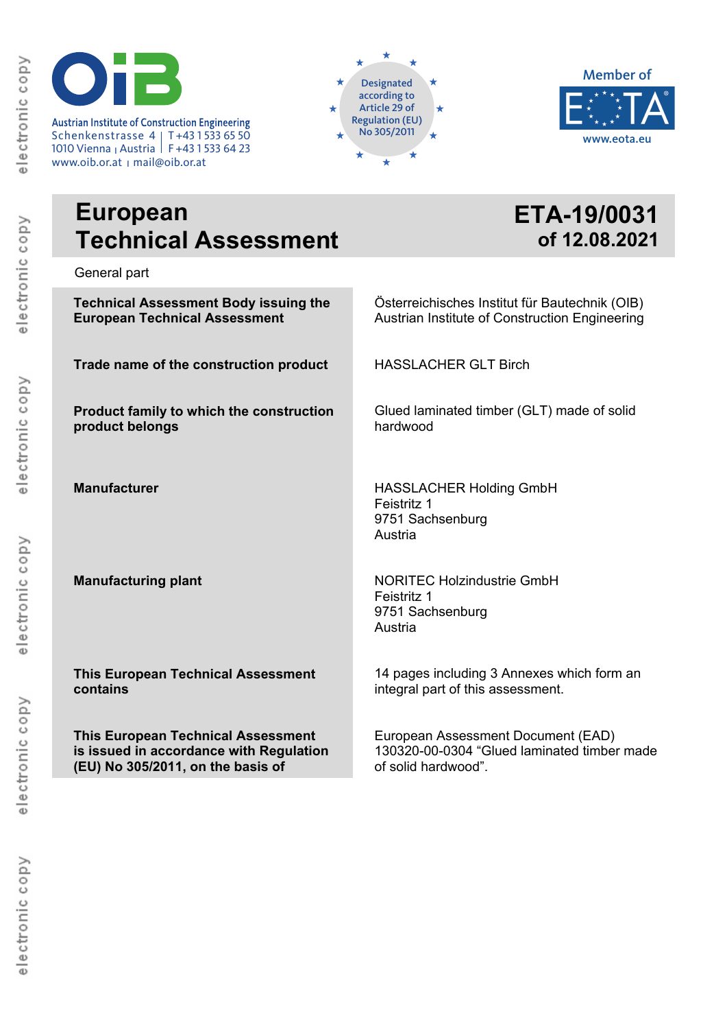Austrian Institute of Construction Engineering
Schenkenstrasse 4 | T +43 1 533 65 50
1010 Vienna | Austria | F +43 1 533 64 23
www.oib.or.at | mail@oib.or.at

Designated according to Article 29 of Regulation (EU) No 305/2011

Member of EOTA
www.eota.eu

# European Technical Assessment

# ETA-19/0031 of 12.08.2021

General part

| | |
|---|---|
| **Technical Assessment Body issuing the European Technical Assessment** | Österreichisches Institut für Bautechnik (OIB)<br>Austrian Institute of Construction Engineering |
| **Trade name of the construction product** | HASSLACHER GLT Birch |
| **Product family to which the construction product belongs** | Glued laminated timber (GLT) made of solid hardwood |
| **Manufacturer** | HASSLACHER Holding GmbH<br>Feistritz 1<br>9751 Sachsenburg<br>Austria |
| **Manufacturing plant** | NORITEC Holzindustrie GmbH<br>Feistritz 1<br>9751 Sachsenburg<br>Austria |
| **This European Technical Assessment contains** | 14 pages including 3 Annexes which form an integral part of this assessment. |
| **This European Technical Assessment is issued in accordance with Regulation (EU) No 305/2011, on the basis of** | European Assessment Document (EAD) 130320-00-0304 "Glued laminated timber made of solid hardwood". |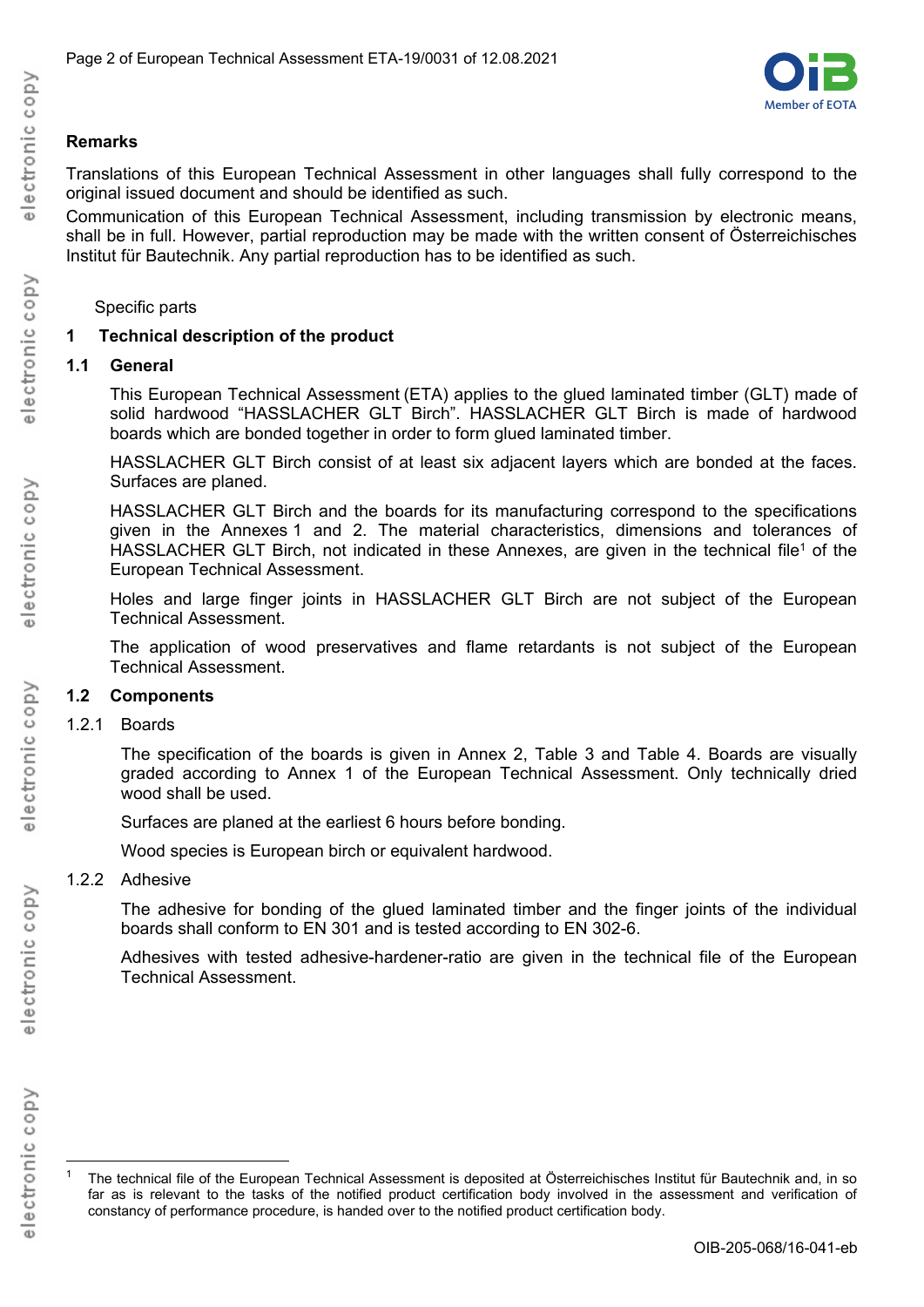## Remarks

Translations of this European Technical Assessment in other languages shall fully correspond to the original issued document and should be identified as such.

Communication of this European Technical Assessment, including transmission by electronic means, shall be in full. However, partial reproduction may be made with the written consent of Österreichisches Institut für Bautechnik. Any partial reproduction has to be identified as such.

Specific parts

# 1 Technical description of the product

## 1.1 General

This European Technical Assessment (ETA) applies to the glued laminated timber (GLT) made of solid hardwood "HASSLACHER GLT Birch". HASSLACHER GLT Birch is made of hardwood boards which are bonded together in order to form glued laminated timber.

HASSLACHER GLT Birch consist of at least six adjacent layers which are bonded at the faces. Surfaces are planed.

HASSLACHER GLT Birch and the boards for its manufacturing correspond to the specifications given in the Annexes 1 and 2. The material characteristics, dimensions and tolerances of HASSLACHER GLT Birch, not indicated in these Annexes, are given in the technical file[1] of the European Technical Assessment.

Holes and large finger joints in HASSLACHER GLT Birch are not subject of the European Technical Assessment.

The application of wood preservatives and flame retardants is not subject of the European Technical Assessment.

## 1.2 Components

### 1.2.1 Boards

The specification of the boards is given in Annex 2, Table 3 and Table 4. Boards are visually graded according to Annex 1 of the European Technical Assessment. Only technically dried wood shall be used.

Surfaces are planed at the earliest 6 hours before bonding.

Wood species is European birch or equivalent hardwood.

### 1.2.2 Adhesive

The adhesive for bonding of the glued laminated timber and the finger joints of the individual boards shall conform to EN 301 and is tested according to EN 302-6.

Adhesives with tested adhesive-hardener-ratio are given in the technical file of the European Technical Assessment.

---

[1] The technical file of the European Technical Assessment is deposited at Österreichisches Institut für Bautechnik and, in so far as is relevant to the tasks of the notified product certification body involved in the assessment and verification of constancy of performance procedure, is handed over to the notified product certification body.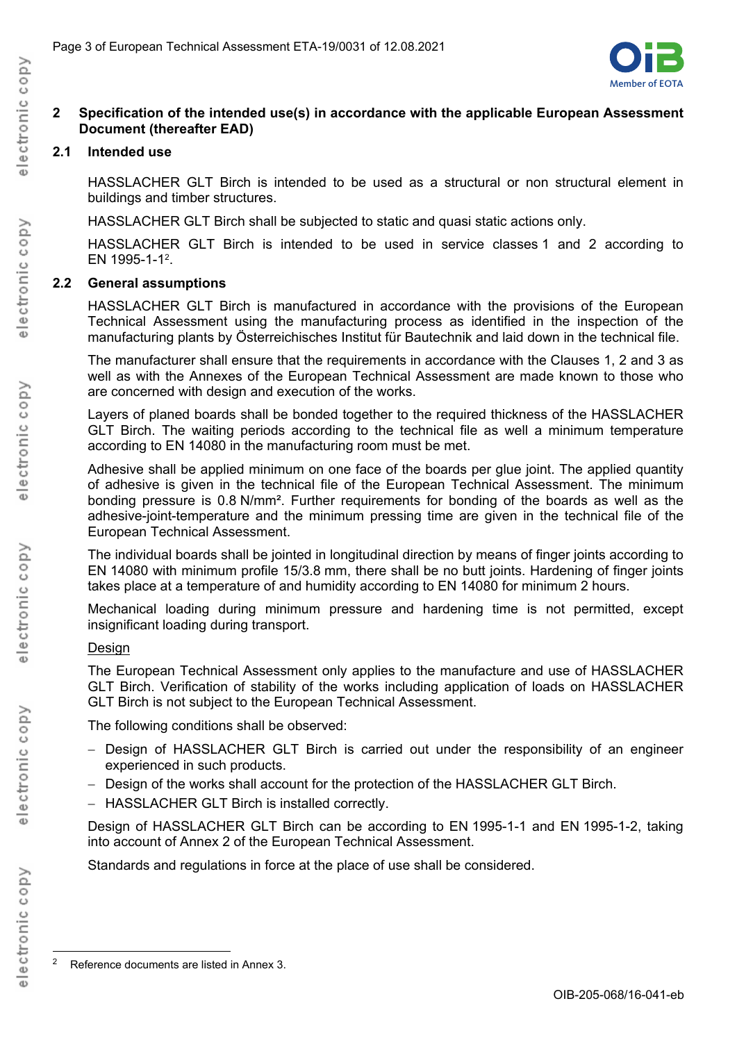## 2 Specification of the intended use(s) in accordance with the applicable European Assessment Document (thereafter EAD)

### 2.1 Intended use

HASSLACHER GLT Birch is intended to be used as a structural or non structural element in buildings and timber structures.

HASSLACHER GLT Birch shall be subjected to static and quasi static actions only.

HASSLACHER GLT Birch is intended to be used in service classes 1 and 2 according to EN 1995-1-1[2].

### 2.2 General assumptions

HASSLACHER GLT Birch is manufactured in accordance with the provisions of the European Technical Assessment using the manufacturing process as identified in the inspection of the manufacturing plants by Österreichisches Institut für Bautechnik and laid down in the technical file.

The manufacturer shall ensure that the requirements in accordance with the Clauses 1, 2 and 3 as well as with the Annexes of the European Technical Assessment are made known to those who are concerned with design and execution of the works.

Layers of planed boards shall be bonded together to the required thickness of the HASSLACHER GLT Birch. The waiting periods according to the technical file as well a minimum temperature according to EN 14080 in the manufacturing room must be met.

Adhesive shall be applied minimum on one face of the boards per glue joint. The applied quantity of adhesive is given in the technical file of the European Technical Assessment. The minimum bonding pressure is 0.8 N/mm². Further requirements for bonding of the boards as well as the adhesive-joint-temperature and the minimum pressing time are given in the technical file of the European Technical Assessment.

The individual boards shall be jointed in longitudinal direction by means of finger joints according to EN 14080 with minimum profile 15/3.8 mm, there shall be no butt joints. Hardening of finger joints takes place at a temperature of and humidity according to EN 14080 for minimum 2 hours.

Mechanical loading during minimum pressure and hardening time is not permitted, except insignificant loading during transport.

Design

The European Technical Assessment only applies to the manufacture and use of HASSLACHER GLT Birch. Verification of stability of the works including application of loads on HASSLACHER GLT Birch is not subject to the European Technical Assessment.

The following conditions shall be observed:

- Design of HASSLACHER GLT Birch is carried out under the responsibility of an engineer experienced in such products.
- Design of the works shall account for the protection of the HASSLACHER GLT Birch.
- HASSLACHER GLT Birch is installed correctly.

Design of HASSLACHER GLT Birch can be according to EN 1995-1-1 and EN 1995-1-2, taking into account of Annex 2 of the European Technical Assessment.

Standards and regulations in force at the place of use shall be considered.

---

[2] Reference documents are listed in Annex 3.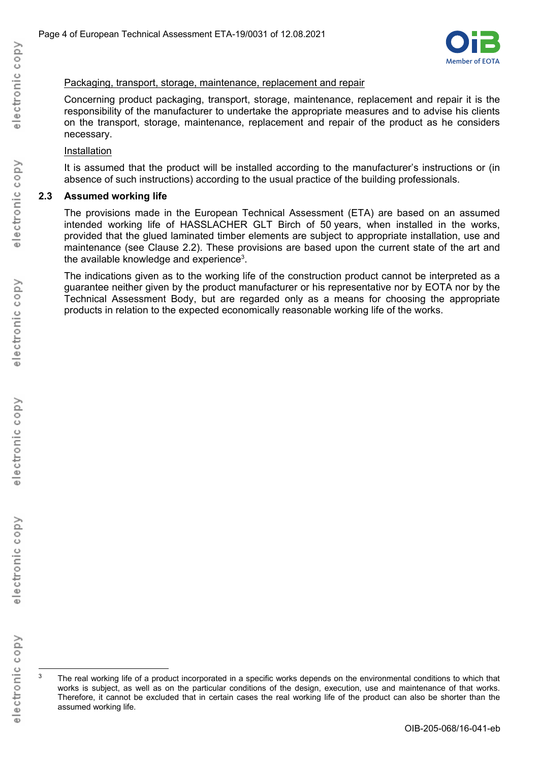Packaging, transport, storage, maintenance, replacement and repair

Concerning product packaging, transport, storage, maintenance, replacement and repair it is the responsibility of the manufacturer to undertake the appropriate measures and to advise his clients on the transport, storage, maintenance, replacement and repair of the product as he considers necessary.

Installation

It is assumed that the product will be installed according to the manufacturer's instructions or (in absence of such instructions) according to the usual practice of the building professionals.

## 2.3 Assumed working life

The provisions made in the European Technical Assessment (ETA) are based on an assumed intended working life of HASSLACHER GLT Birch of 50 years, when installed in the works, provided that the glued laminated timber elements are subject to appropriate installation, use and maintenance (see Clause 2.2). These provisions are based upon the current state of the art and the available knowledge and experience[3].

The indications given as to the working life of the construction product cannot be interpreted as a guarantee neither given by the product manufacturer or his representative nor by EOTA nor by the Technical Assessment Body, but are regarded only as a means for choosing the appropriate products in relation to the expected economically reasonable working life of the works.

---

[3] The real working life of a product incorporated in a specific works depends on the environmental conditions to which that works is subject, as well as on the particular conditions of the design, execution, use and maintenance of that works. Therefore, it cannot be excluded that in certain cases the real working life of the product can also be shorter than the assumed working life.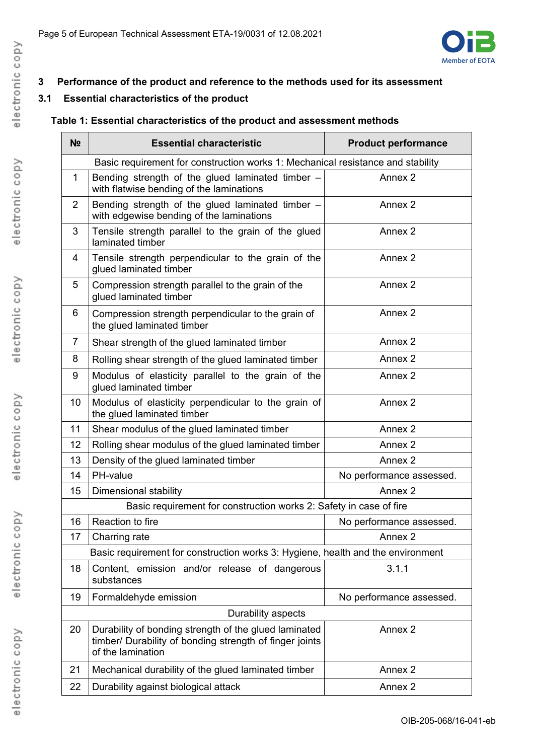## 3 Performance of the product and reference to the methods used for its assessment

### 3.1 Essential characteristics of the product

**Table 1: Essential characteristics of the product and assessment methods**

| № | Essential characteristic | Product performance |
|---|---|---|
| Basic requirement for construction works 1: Mechanical resistance and stability | | |
| 1 | Bending strength of the glued laminated timber – with flatwise bending of the laminations | Annex 2 |
| 2 | Bending strength of the glued laminated timber – with edgewise bending of the laminations | Annex 2 |
| 3 | Tensile strength parallel to the grain of the glued laminated timber | Annex 2 |
| 4 | Tensile strength perpendicular to the grain of the glued laminated timber | Annex 2 |
| 5 | Compression strength parallel to the grain of the glued laminated timber | Annex 2 |
| 6 | Compression strength perpendicular to the grain of the glued laminated timber | Annex 2 |
| 7 | Shear strength of the glued laminated timber | Annex 2 |
| 8 | Rolling shear strength of the glued laminated timber | Annex 2 |
| 9 | Modulus of elasticity parallel to the grain of the glued laminated timber | Annex 2 |
| 10 | Modulus of elasticity perpendicular to the grain of the glued laminated timber | Annex 2 |
| 11 | Shear modulus of the glued laminated timber | Annex 2 |
| 12 | Rolling shear modulus of the glued laminated timber | Annex 2 |
| 13 | Density of the glued laminated timber | Annex 2 |
| 14 | PH-value | No performance assessed. |
| 15 | Dimensional stability | Annex 2 |
| Basic requirement for construction works 2: Safety in case of fire | | |
| 16 | Reaction to fire | No performance assessed. |
| 17 | Charring rate | Annex 2 |
| Basic requirement for construction works 3: Hygiene, health and the environment | | |
| 18 | Content, emission and/or release of dangerous substances | 3.1.1 |
| 19 | Formaldehyde emission | No performance assessed. |
| Durability aspects | | |
| 20 | Durability of bonding strength of the glued laminated timber/ Durability of bonding strength of finger joints of the lamination | Annex 2 |
| 21 | Mechanical durability of the glued laminated timber | Annex 2 |
| 22 | Durability against biological attack | Annex 2 |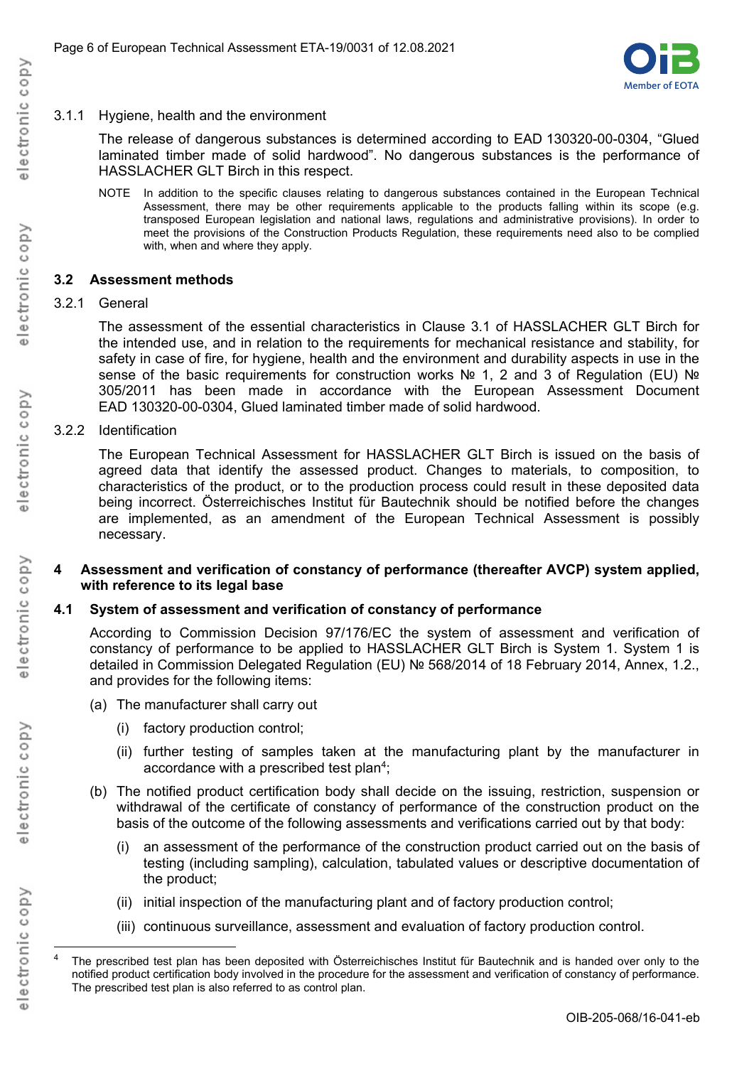### 3.1.1 Hygiene, health and the environment

The release of dangerous substances is determined according to EAD 130320-00-0304, "Glued laminated timber made of solid hardwood". No dangerous substances is the performance of HASSLACHER GLT Birch in this respect.

NOTE In addition to the specific clauses relating to dangerous substances contained in the European Technical Assessment, there may be other requirements applicable to the products falling within its scope (e.g. transposed European legislation and national laws, regulations and administrative provisions). In order to meet the provisions of the Construction Products Regulation, these requirements need also to be complied with, when and where they apply.

## 3.2 Assessment methods

### 3.2.1 General

The assessment of the essential characteristics in Clause 3.1 of HASSLACHER GLT Birch for the intended use, and in relation to the requirements for mechanical resistance and stability, for safety in case of fire, for hygiene, health and the environment and durability aspects in use in the sense of the basic requirements for construction works № 1, 2 and 3 of Regulation (EU) № 305/2011 has been made in accordance with the European Assessment Document EAD 130320-00-0304, Glued laminated timber made of solid hardwood.

### 3.2.2 Identification

The European Technical Assessment for HASSLACHER GLT Birch is issued on the basis of agreed data that identify the assessed product. Changes to materials, to composition, to characteristics of the product, or to the production process could result in these deposited data being incorrect. Österreichisches Institut für Bautechnik should be notified before the changes are implemented, as an amendment of the European Technical Assessment is possibly necessary.

# 4 Assessment and verification of constancy of performance (thereafter AVCP) system applied, with reference to its legal base

## 4.1 System of assessment and verification of constancy of performance

According to Commission Decision 97/176/EC the system of assessment and verification of constancy of performance to be applied to HASSLACHER GLT Birch is System 1. System 1 is detailed in Commission Delegated Regulation (EU) № 568/2014 of 18 February 2014, Annex, 1.2., and provides for the following items:

(a) The manufacturer shall carry out

(i) factory production control;

(ii) further testing of samples taken at the manufacturing plant by the manufacturer in accordance with a prescribed test plan[4];

(b) The notified product certification body shall decide on the issuing, restriction, suspension or withdrawal of the certificate of constancy of performance of the construction product on the basis of the outcome of the following assessments and verifications carried out by that body:

(i) an assessment of the performance of the construction product carried out on the basis of testing (including sampling), calculation, tabulated values or descriptive documentation of the product;

(ii) initial inspection of the manufacturing plant and of factory production control;

(iii) continuous surveillance, assessment and evaluation of factory production control.

[4] The prescribed test plan has been deposited with Österreichisches Institut für Bautechnik and is handed over only to the notified product certification body involved in the procedure for the assessment and verification of constancy of performance. The prescribed test plan is also referred to as control plan.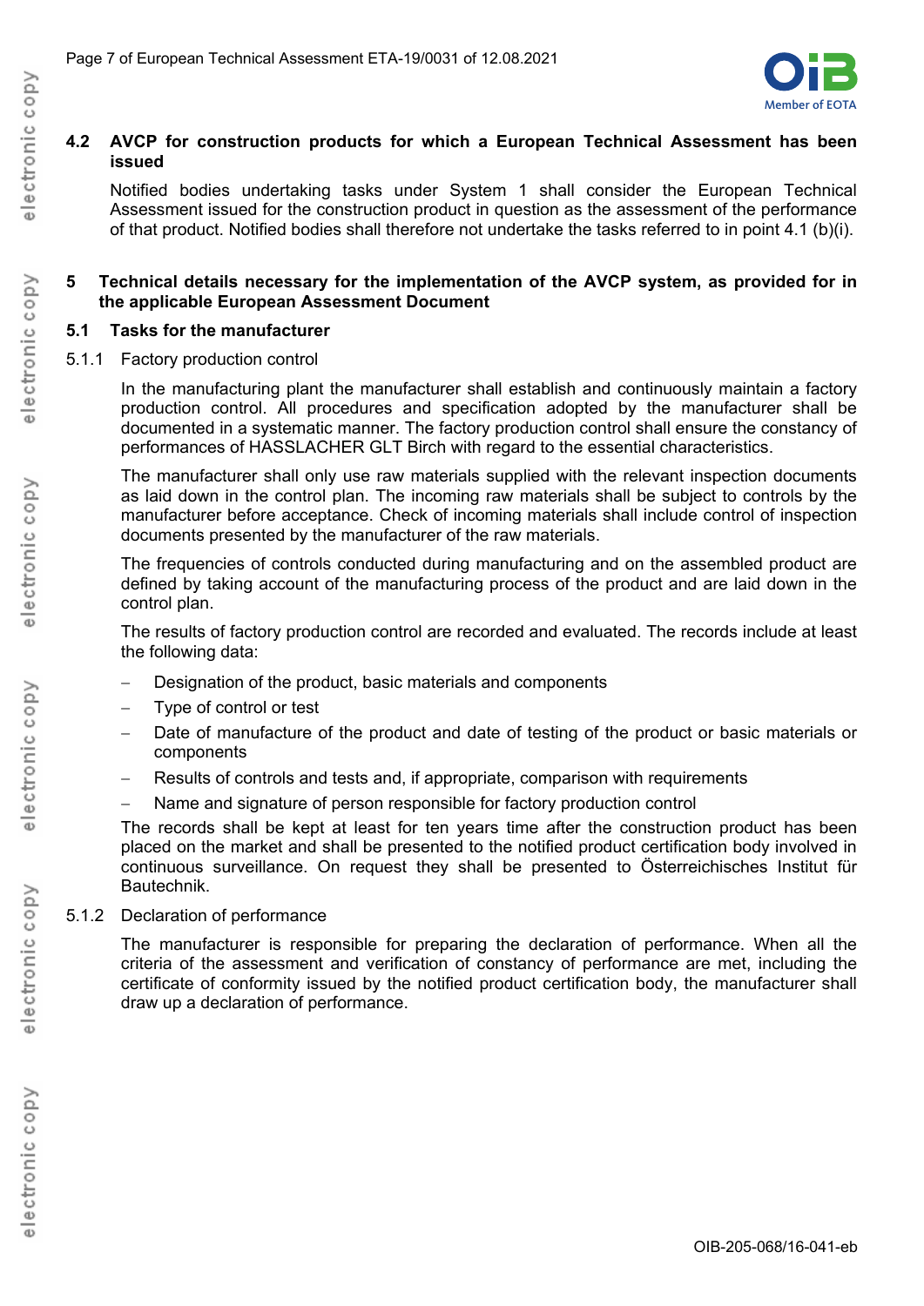## 4.2 AVCP for construction products for which a European Technical Assessment has been issued

Notified bodies undertaking tasks under System 1 shall consider the European Technical Assessment issued for the construction product in question as the assessment of the performance of that product. Notified bodies shall therefore not undertake the tasks referred to in point 4.1 (b)(i).

# 5 Technical details necessary for the implementation of the AVCP system, as provided for in the applicable European Assessment Document

## 5.1 Tasks for the manufacturer

### 5.1.1 Factory production control

In the manufacturing plant the manufacturer shall establish and continuously maintain a factory production control. All procedures and specification adopted by the manufacturer shall be documented in a systematic manner. The factory production control shall ensure the constancy of performances of HASSLACHER GLT Birch with regard to the essential characteristics.

The manufacturer shall only use raw materials supplied with the relevant inspection documents as laid down in the control plan. The incoming raw materials shall be subject to controls by the manufacturer before acceptance. Check of incoming materials shall include control of inspection documents presented by the manufacturer of the raw materials.

The frequencies of controls conducted during manufacturing and on the assembled product are defined by taking account of the manufacturing process of the product and are laid down in the control plan.

The results of factory production control are recorded and evaluated. The records include at least the following data:

- Designation of the product, basic materials and components
- Type of control or test
- Date of manufacture of the product and date of testing of the product or basic materials or components
- Results of controls and tests and, if appropriate, comparison with requirements
- Name and signature of person responsible for factory production control

The records shall be kept at least for ten years time after the construction product has been placed on the market and shall be presented to the notified product certification body involved in continuous surveillance. On request they shall be presented to Österreichisches Institut für Bautechnik.

### 5.1.2 Declaration of performance

The manufacturer is responsible for preparing the declaration of performance. When all the criteria of the assessment and verification of constancy of performance are met, including the certificate of conformity issued by the notified product certification body, the manufacturer shall draw up a declaration of performance.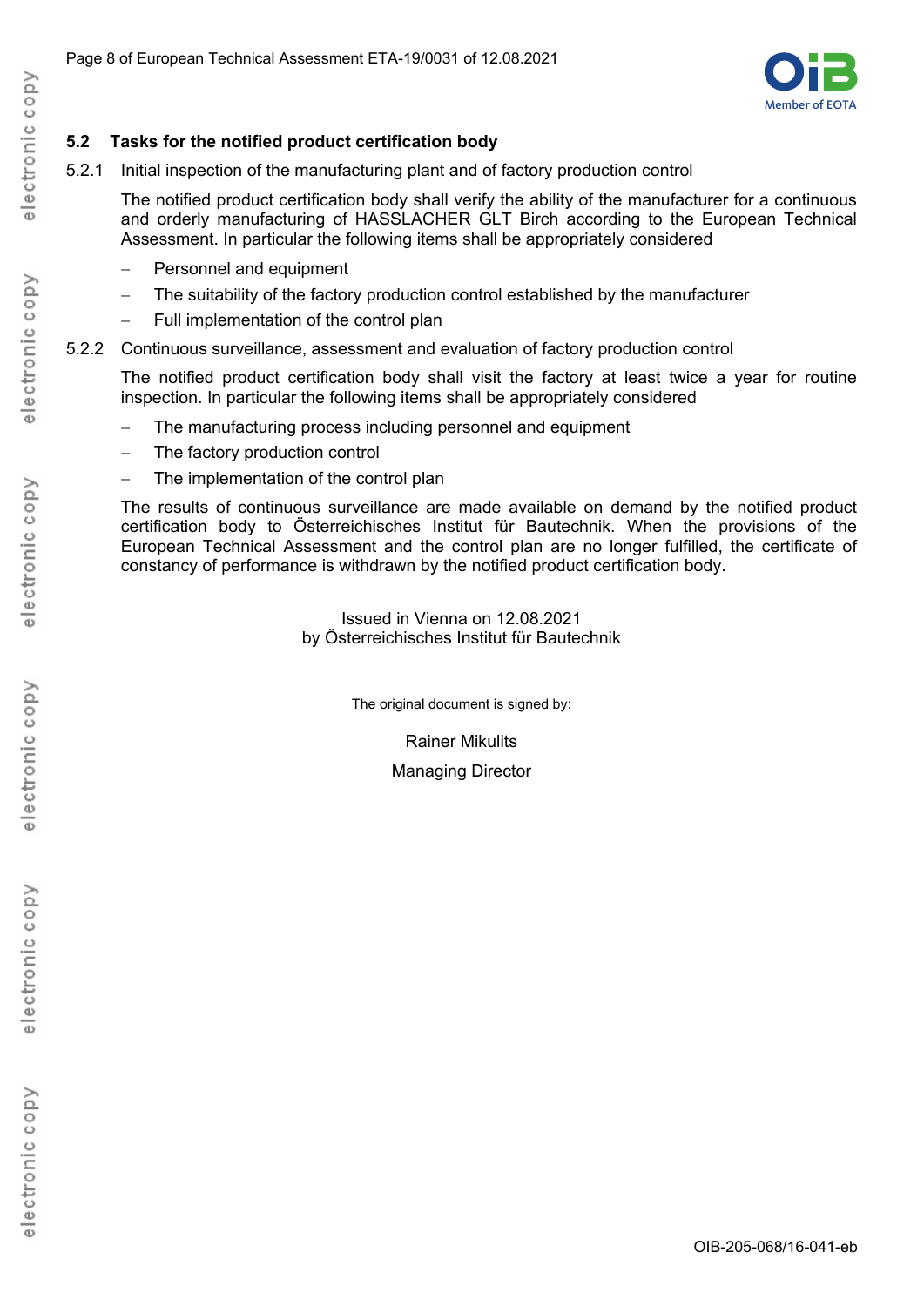### 5.2 Tasks for the notified product certification body

5.2.1 Initial inspection of the manufacturing plant and of factory production control

The notified product certification body shall verify the ability of the manufacturer for a continuous and orderly manufacturing of HASSLACHER GLT Birch according to the European Technical Assessment. In particular the following items shall be appropriately considered

- Personnel and equipment
- The suitability of the factory production control established by the manufacturer
- Full implementation of the control plan

5.2.2 Continuous surveillance, assessment and evaluation of factory production control

The notified product certification body shall visit the factory at least twice a year for routine inspection. In particular the following items shall be appropriately considered

- The manufacturing process including personnel and equipment
- The factory production control
- The implementation of the control plan

The results of continuous surveillance are made available on demand by the notified product certification body to Österreichisches Institut für Bautechnik. When the provisions of the European Technical Assessment and the control plan are no longer fulfilled, the certificate of constancy of performance is withdrawn by the notified product certification body.

Issued in Vienna on 12.08.2021
by Österreichisches Institut für Bautechnik

The original document is signed by:

Rainer Mikulits

Managing Director

OIB-205-068/16-041-eb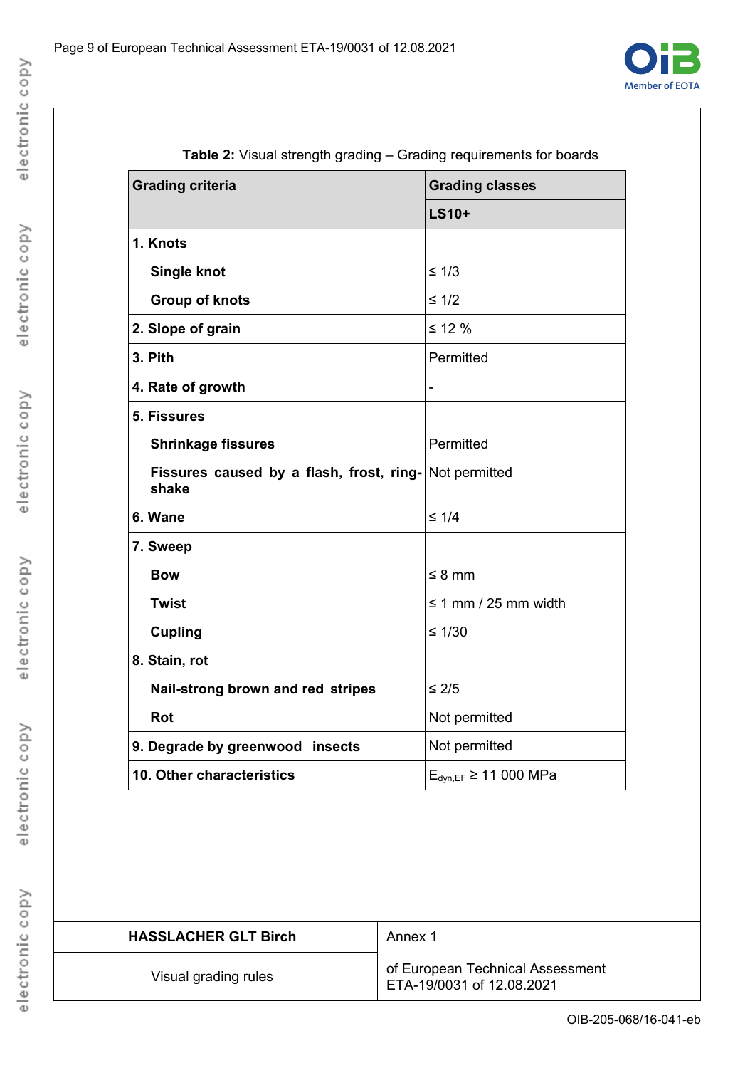**Table 2:** Visual strength grading – Grading requirements for boards

| **Grading criteria** | **Grading classes** |
|---|---|
| | **LS10+** |
| **1. Knots** | |
| **Single knot** | ≤ 1/3 |
| **Group of knots** | ≤ 1/2 |
| **2. Slope of grain** | ≤ 12 % |
| **3. Pith** | Permitted |
| **4. Rate of growth** | - |
| **5. Fissures** | |
| **Shrinkage fissures** | Permitted |
| **Fissures caused by a flash, frost, ring-shake** | Not permitted |
| **6. Wane** | ≤ 1/4 |
| **7. Sweep** | |
| **Bow** | ≤ 8 mm |
| **Twist** | ≤ 1 mm / 25 mm width |
| **Cupling** | ≤ 1/30 |
| **8. Stain, rot** | |
| **Nail-strong brown and red stripes** | ≤ 2/5 |
| **Rot** | Not permitted |
| **9. Degrade by greenwood insects** | Not permitted |
| **10. Other characteristics** | $E_{dyn,EF}$ ≥ 11 000 MPa |

| | |
|---|---|
| **HASSLACHER GLT Birch** | Annex 1 |
| Visual grading rules | of European Technical Assessment ETA-19/0031 of 12.08.2021 |

OIB-205-068/16-041-eb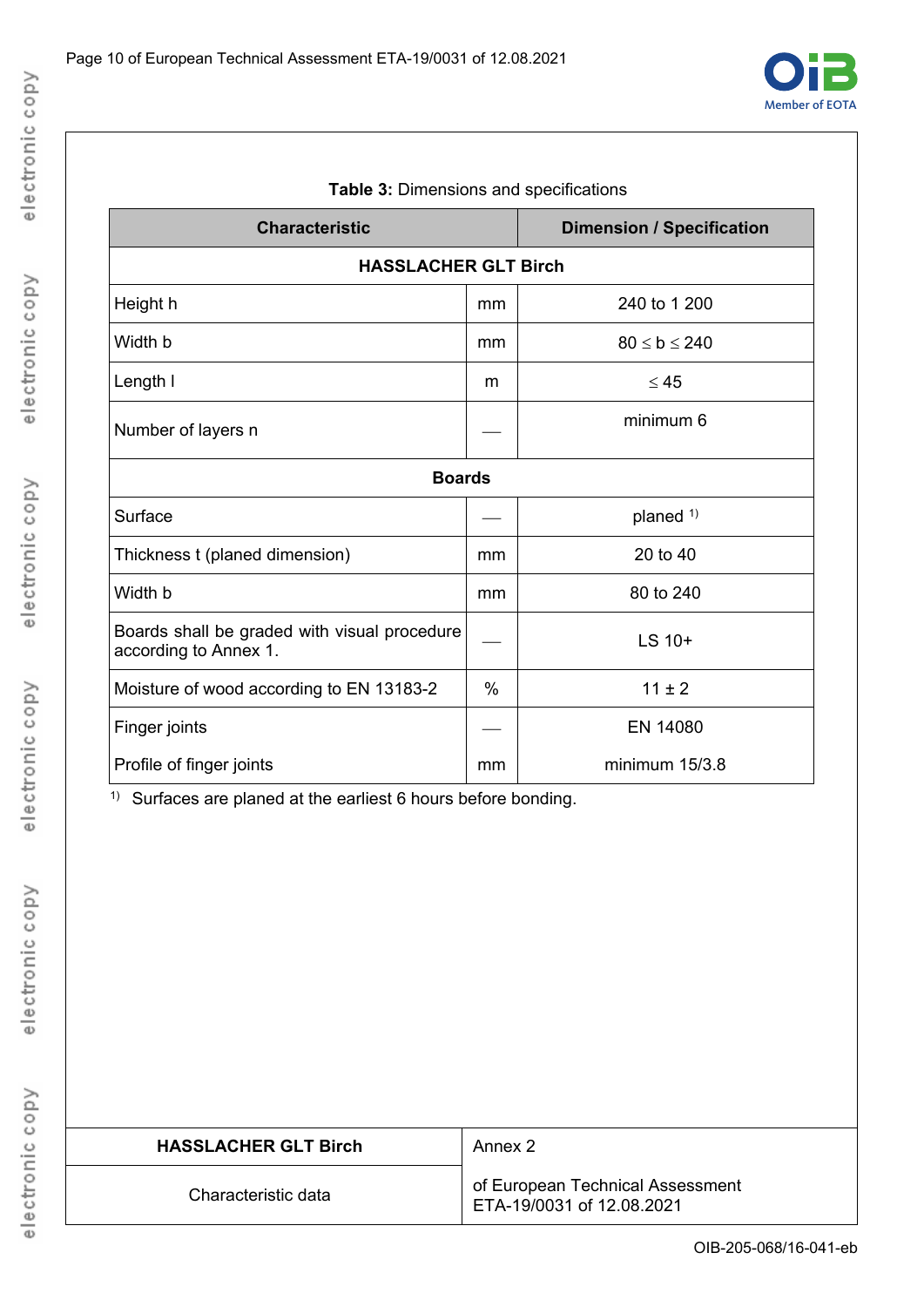**Table 3:** Dimensions and specifications

| Characteristic | | Dimension / Specification |
|---|---|---|
| **HASSLACHER GLT Birch** | | |
| Height h | mm | 240 to 1 200 |
| Width b | mm | $80 \leq b \leq 240$ |
| Length l | m | $\leq 45$ |
| Number of layers n | — | minimum 6 |
| **Boards** | | |
| Surface | — | planed [1)] |
| Thickness t (planed dimension) | mm | 20 to 40 |
| Width b | mm | 80 to 240 |
| Boards shall be graded with visual procedure according to Annex 1. | — | LS 10+ |
| Moisture of wood according to EN 13183-2 | % | 11 ± 2 |
| Finger joints | — | EN 14080 |
| Profile of finger joints | mm | minimum 15/3.8 |

[1)] Surfaces are planed at the earliest 6 hours before bonding.

| | |
|---|---|
| **HASSLACHER GLT Birch** | Annex 2 |
| Characteristic data | of European Technical Assessment ETA-19/0031 of 12.08.2021 |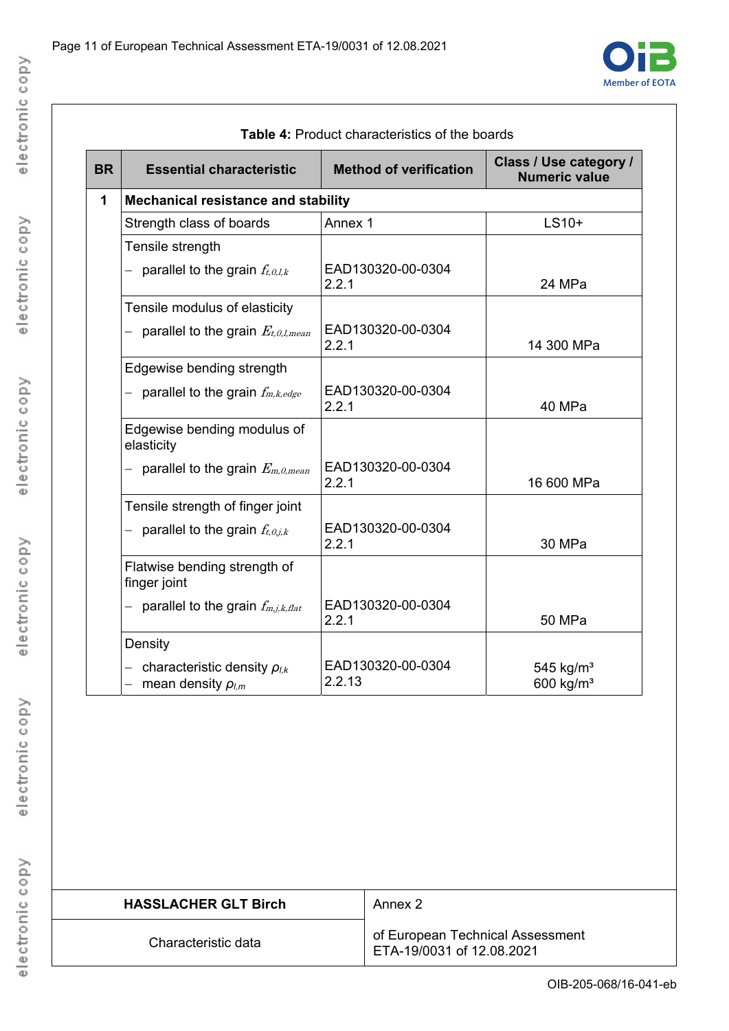**Table 4:** Product characteristics of the boards

| BR | Essential characteristic | Method of verification | Class / Use category / Numeric value |
|---|---|---|---|
| **1** | **Mechanical resistance and stability** | | |
| | Strength class of boards | Annex 1 | LS10+ |
| | Tensile strength<br>– parallel to the grain $f_{t,0,l,k}$ | EAD130320-00-0304 2.2.1 | 24 MPa |
| | Tensile modulus of elasticity<br>– parallel to the grain $E_{t,0,l,mean}$ | EAD130320-00-0304 2.2.1 | 14 300 MPa |
| | Edgewise bending strength<br>– parallel to the grain $f_{m,k,edge}$ | EAD130320-00-0304 2.2.1 | 40 MPa |
| | Edgewise bending modulus of elasticity<br>– parallel to the grain $E_{m,0,mean}$ | EAD130320-00-0304 2.2.1 | 16 600 MPa |
| | Tensile strength of finger joint<br>– parallel to the grain $f_{t,0,j,k}$ | EAD130320-00-0304 2.2.1 | 30 MPa |
| | Flatwise bending strength of finger joint<br>– parallel to the grain $f_{m,j,k,flat}$ | EAD130320-00-0304 2.2.1 | 50 MPa |
| | Density<br>– characteristic density $\rho_{l,k}$<br>– mean density $\rho_{l,m}$ | EAD130320-00-0304 2.2.13 | 545 kg/m³<br>600 kg/m³ |

| **HASSLACHER GLT Birch** | Annex 2 |
|---|---|
| Characteristic data | of European Technical Assessment ETA-19/0031 of 12.08.2021 |

OIB-205-068/16-041-eb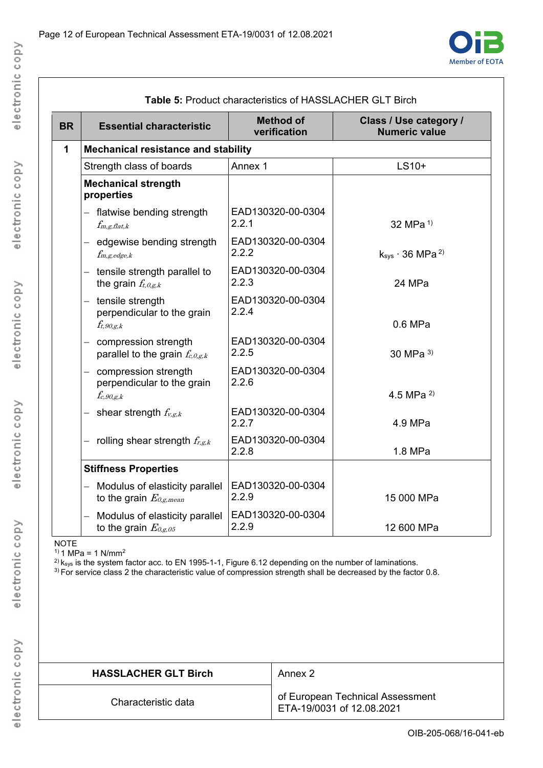**Table 5:** Product characteristics of HASSLACHER GLT Birch

| BR | Essential characteristic | Method of verification | Class / Use category / Numeric value |
|---|---|---|---|
| 1 | **Mechanical resistance and stability** | | |
| | Strength class of boards | Annex 1 | LS10+ |
| | **Mechanical strength properties** | | |
| | – flatwise bending strength $f_{m,g,flat,k}$ | EAD130320-00-0304 2.2.1 | 32 MPa [1] |
| | – edgewise bending strength $f_{m,g,edge,k}$ | EAD130320-00-0304 2.2.2 | $k_{sys}$ · 36 MPa [2] |
| | – tensile strength parallel to the grain $f_{t,0,g,k}$ | EAD130320-00-0304 2.2.3 | 24 MPa |
| | – tensile strength perpendicular to the grain $f_{t,90,g,k}$ | EAD130320-00-0304 2.2.4 | 0.6 MPa |
| | – compression strength parallel to the grain $f_{c,0,g,k}$ | EAD130320-00-0304 2.2.5 | 30 MPa [3] |
| | – compression strength perpendicular to the grain $f_{c,90,g,k}$ | EAD130320-00-0304 2.2.6 | 4.5 MPa [2] |
| | – shear strength $f_{v,g,k}$ | EAD130320-00-0304 2.2.7 | 4.9 MPa |
| | – rolling shear strength $f_{r,g,k}$ | EAD130320-00-0304 2.2.8 | 1.8 MPa |
| | **Stiffness Properties** | | |
| | – Modulus of elasticity parallel to the grain $E_{0,g,mean}$ | EAD130320-00-0304 2.2.9 | 15 000 MPa |
| | – Modulus of elasticity parallel to the grain $E_{0,g,05}$ | EAD130320-00-0304 2.2.9 | 12 600 MPa |

NOTE
[1] 1 MPa = 1 N/mm$^2$
[2] $k_{sys}$ is the system factor acc. to EN 1995-1-1, Figure 6.12 depending on the number of laminations.
[3] For service class 2 the characteristic value of compression strength shall be decreased by the factor 0.8.

| | |
|---|---|
| **HASSLACHER GLT Birch** | Annex 2 |
| Characteristic data | of European Technical Assessment ETA-19/0031 of 12.08.2021 |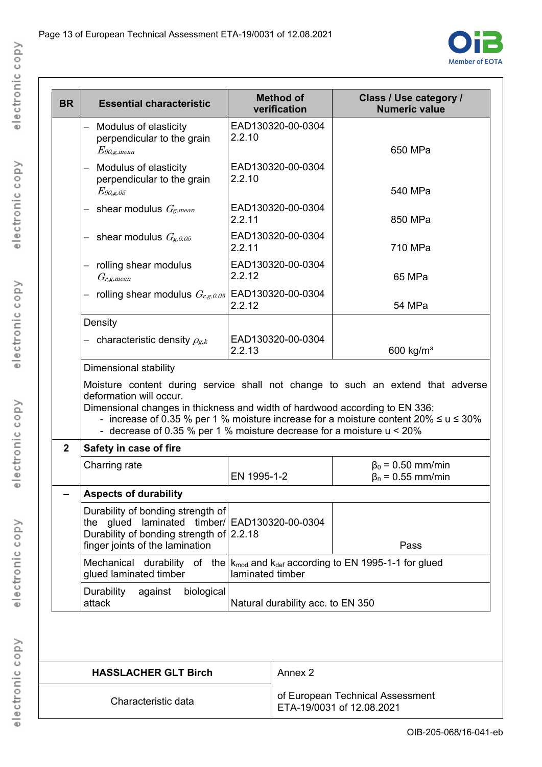| BR | Essential characteristic | Method of verification | Class / Use category / Numeric value |
|---|---|---|---|
| | – Modulus of elasticity perpendicular to the grain $E_{90,g,mean}$ | EAD130320-00-0304 2.2.10 | 650 MPa |
| | – Modulus of elasticity perpendicular to the grain $E_{90,g,05}$ | EAD130320-00-0304 2.2.10 | 540 MPa |
| | – shear modulus $G_{g,mean}$ | EAD130320-00-0304 2.2.11 | 850 MPa |
| | – shear modulus $G_{g,0.05}$ | EAD130320-00-0304 2.2.11 | 710 MPa |
| | – rolling shear modulus $G_{r,g,mean}$ | EAD130320-00-0304 2.2.12 | 65 MPa |
| | – rolling shear modulus $G_{r,g,0.05}$ | EAD130320-00-0304 2.2.12 | 54 MPa |
| | Density<br>– characteristic density $\rho_{g,k}$ | EAD130320-00-0304 2.2.13 | 600 kg/m³ |
| | Dimensional stability<br>Moisture content during service shall not change to such an extend that adverse deformation will occur.<br>Dimensional changes in thickness and width of hardwood according to EN 336:<br>- increase of 0.35 % per 1 % moisture increase for a moisture content 20% ≤ u ≤ 30%<br>- decrease of 0.35 % per 1 % moisture decrease for a moisture u < 20% | | |
| **2** | **Safety in case of fire** | | |
| | Charring rate | EN 1995-1-2 | $\beta_0$ = 0.50 mm/min<br>$\beta_n$ = 0.55 mm/min |
| **–** | **Aspects of durability** | | |
| | Durability of bonding strength of the glued laminated timber/ Durability of bonding strength of finger joints of the lamination | EAD130320-00-0304 2.2.18 | Pass |
| | Mechanical durability of the glued laminated timber | $k_{mod}$ and $k_{def}$ according to EN 1995-1-1 for glued laminated timber | |
| | Durability against biological attack | Natural durability acc. to EN 350 | |

| HASSLACHER GLT Birch | Annex 2 |
|---|---|
| Characteristic data | of European Technical Assessment ETA-19/0031 of 12.08.2021 |

OIB-205-068/16-041-eb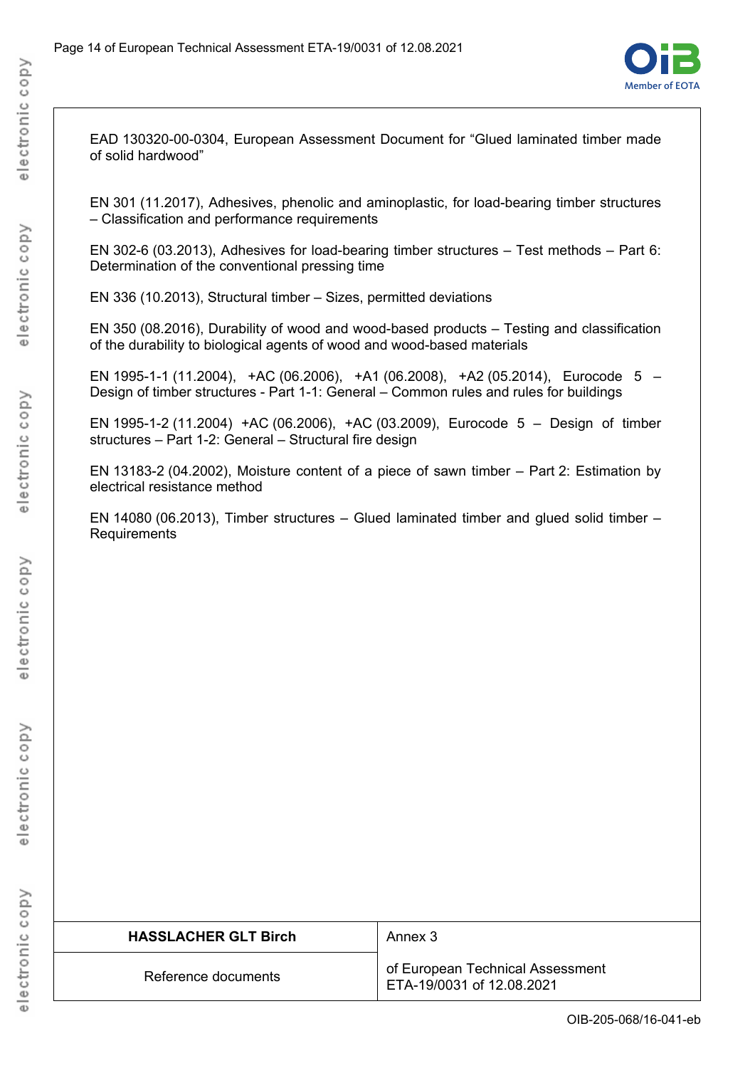EAD 130320-00-0304, European Assessment Document for "Glued laminated timber made of solid hardwood"

EN 301 (11.2017), Adhesives, phenolic and aminoplastic, for load-bearing timber structures – Classification and performance requirements

EN 302-6 (03.2013), Adhesives for load-bearing timber structures – Test methods – Part 6: Determination of the conventional pressing time

EN 336 (10.2013), Structural timber – Sizes, permitted deviations

EN 350 (08.2016), Durability of wood and wood-based products – Testing and classification of the durability to biological agents of wood and wood-based materials

EN 1995-1-1 (11.2004), +AC (06.2006), +A1 (06.2008), +A2 (05.2014), Eurocode 5 – Design of timber structures - Part 1-1: General – Common rules and rules for buildings

EN 1995-1-2 (11.2004) +AC (06.2006), +AC (03.2009), Eurocode 5 – Design of timber structures – Part 1-2: General – Structural fire design

EN 13183-2 (04.2002), Moisture content of a piece of sawn timber – Part 2: Estimation by electrical resistance method

EN 14080 (06.2013), Timber structures – Glued laminated timber and glued solid timber – Requirements

| | |
|---|---|
| **HASSLACHER GLT Birch** | Annex 3 |
| Reference documents | of European Technical Assessment ETA-19/0031 of 12.08.2021 |